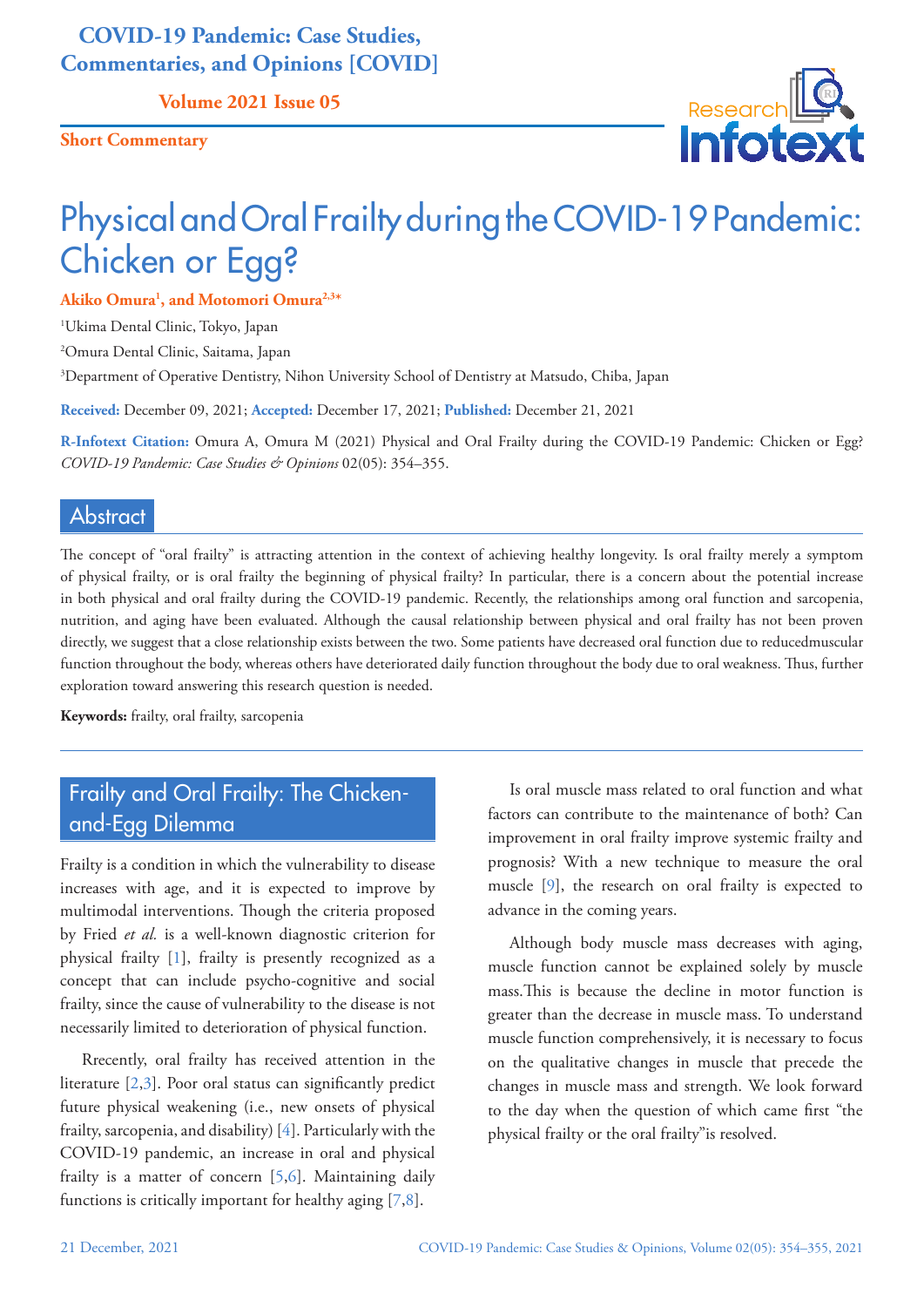COVID-19 Pandemic: Case Studies, Commentaries, and Opinions [COVID]

Volume 2021 Issue 05

**Short Commentary**

# Physical and Oral Frailty during the COVID-19 Pandemic: Chicken or Egg?

**Akiko Omura[1], and Motomori Omura[2,3*]**

[1]Ukima Dental Clinic, Tokyo, Japan

[2]Omura Dental Clinic, Saitama, Japan

[3]Department of Operative Dentistry, Nihon University School of Dentistry at Matsudo, Chiba, Japan

**Received:** December 09, 2021; **Accepted:** December 17, 2021; **Published:** December 21, 2021

**R-Infotext Citation:** Omura A, Omura M (2021) Physical and Oral Frailty during the COVID-19 Pandemic: Chicken or Egg? *COVID-19 Pandemic: Case Studies & Opinions* 02(05): 354–355.

## Abstract

The concept of "oral frailty" is attracting attention in the context of achieving healthy longevity. Is oral frailty merely a symptom of physical frailty, or is oral frailty the beginning of physical frailty? In particular, there is a concern about the potential increase in both physical and oral frailty during the COVID-19 pandemic. Recently, the relationships among oral function and sarcopenia, nutrition, and aging have been evaluated. Although the causal relationship between physical and oral frailty has not been proven directly, we suggest that a close relationship exists between the two. Some patients have decreased oral function due to reducedmuscular function throughout the body, whereas others have deteriorated daily function throughout the body due to oral weakness. Thus, further exploration toward answering this research question is needed.

**Keywords:** frailty, oral frailty, sarcopenia

## Frailty and Oral Frailty: The Chicken-and-Egg Dilemma

Frailty is a condition in which the vulnerability to disease increases with age, and it is expected to improve by multimodal interventions. Though the criteria proposed by Fried *et al.* is a well-known diagnostic criterion for physical frailty [1], frailty is presently recognized as a concept that can include psycho-cognitive and social frailty, since the cause of vulnerability to the disease is not necessarily limited to deterioration of physical function.

Rrecently, oral frailty has received attention in the literature [2,3]. Poor oral status can significantly predict future physical weakening (i.e., new onsets of physical frailty, sarcopenia, and disability) [4]. Particularly with the COVID-19 pandemic, an increase in oral and physical frailty is a matter of concern [5,6]. Maintaining daily functions is critically important for healthy aging [7,8].

Is oral muscle mass related to oral function and what factors can contribute to the maintenance of both? Can improvement in oral frailty improve systemic frailty and prognosis? With a new technique to measure the oral muscle [9], the research on oral frailty is expected to advance in the coming years.

Although body muscle mass decreases with aging, muscle function cannot be explained solely by muscle mass.This is because the decline in motor function is greater than the decrease in muscle mass. To understand muscle function comprehensively, it is necessary to focus on the qualitative changes in muscle that precede the changes in muscle mass and strength. We look forward to the day when the question of which came first "the physical frailty or the oral frailty"is resolved.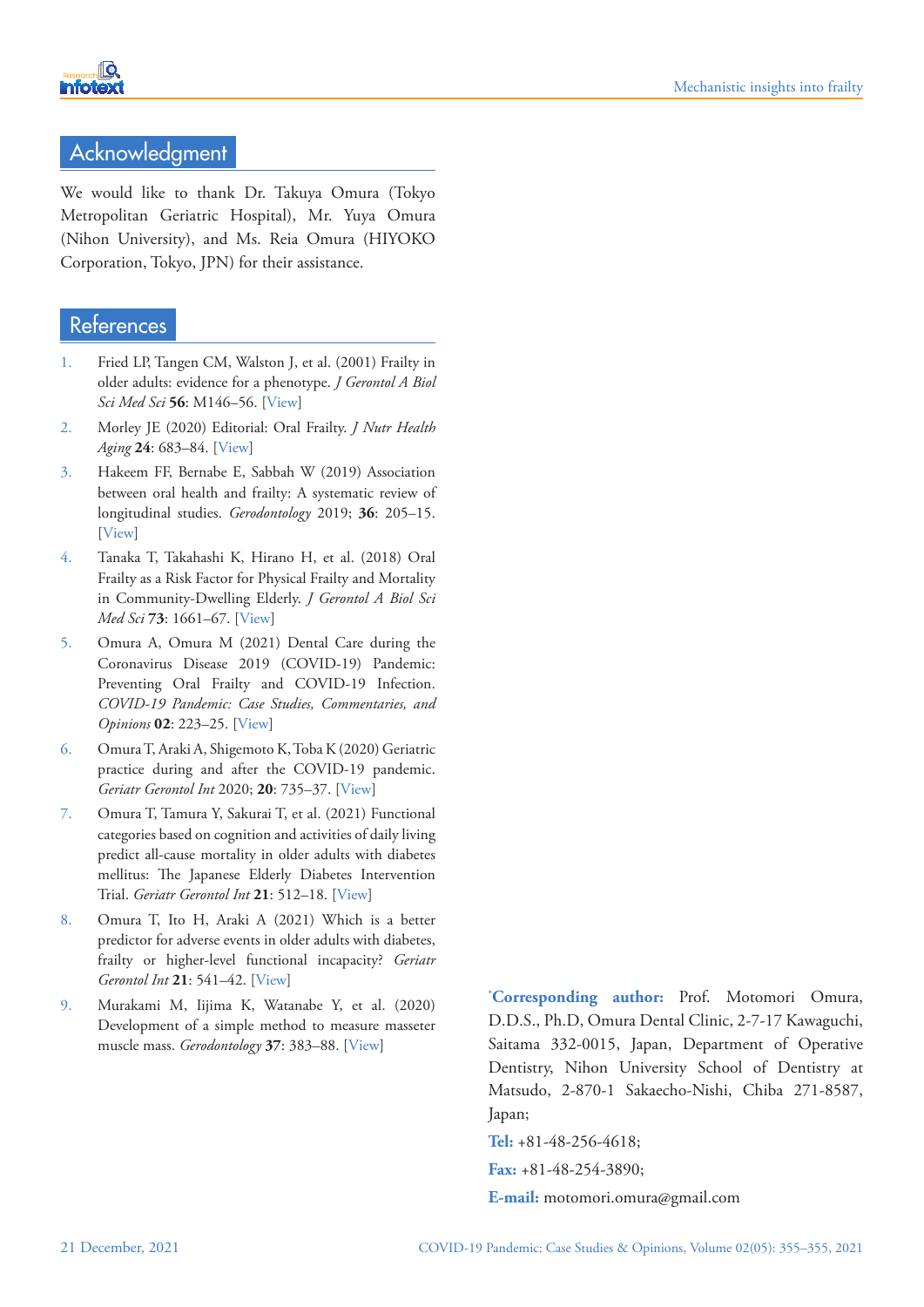## Acknowledgment

We would like to thank Dr. Takuya Omura (Tokyo Metropolitan Geriatric Hospital), Mr. Yuya Omura (Nihon University), and Ms. Reia Omura (HIYOKO Corporation, Tokyo, JPN) for their assistance.

## References

1. Fried LP, Tangen CM, Walston J, et al. (2001) Frailty in older adults: evidence for a phenotype. *J Gerontol A Biol Sci Med Sci* **56**: M146–56. [View]
2. Morley JE (2020) Editorial: Oral Frailty. *J Nutr Health Aging* **24**: 683–84. [View]
3. Hakeem FF, Bernabe E, Sabbah W (2019) Association between oral health and frailty: A systematic review of longitudinal studies. *Gerodontology* 2019; **36**: 205–15. [View]
4. Tanaka T, Takahashi K, Hirano H, et al. (2018) Oral Frailty as a Risk Factor for Physical Frailty and Mortality in Community-Dwelling Elderly. *J Gerontol A Biol Sci Med Sci* **73**: 1661–67. [View]
5. Omura A, Omura M (2021) Dental Care during the Coronavirus Disease 2019 (COVID-19) Pandemic: Preventing Oral Frailty and COVID-19 Infection. *COVID-19 Pandemic: Case Studies, Commentaries, and Opinions* **02**: 223–25. [View]
6. Omura T, Araki A, Shigemoto K, Toba K (2020) Geriatric practice during and after the COVID-19 pandemic. *Geriatr Gerontol Int* 2020; **20**: 735–37. [View]
7. Omura T, Tamura Y, Sakurai T, et al. (2021) Functional categories based on cognition and activities of daily living predict all-cause mortality in older adults with diabetes mellitus: The Japanese Elderly Diabetes Intervention Trial. *Geriatr Gerontol Int* **21**: 512–18. [View]
8. Omura T, Ito H, Araki A (2021) Which is a better predictor for adverse events in older adults with diabetes, frailty or higher-level functional incapacity? *Geriatr Gerontol Int* **21**: 541–42. [View]
9. Murakami M, Iijima K, Watanabe Y, et al. (2020) Development of a simple method to measure masseter muscle mass. *Gerodontology* **37**: 383–88. [View]

***Corresponding author:** Prof. Motomori Omura, D.D.S., Ph.D, Omura Dental Clinic, 2-7-17 Kawaguchi, Saitama 332-0015, Japan, Department of Operative Dentistry, Nihon University School of Dentistry at Matsudo, 2-870-1 Sakaecho-Nishi, Chiba 271-8587, Japan;

**Tel:** +81-48-256-4618;

**Fax:** +81-48-254-3890;

**E-mail:** motomori.omura@gmail.com

21 December, 2021